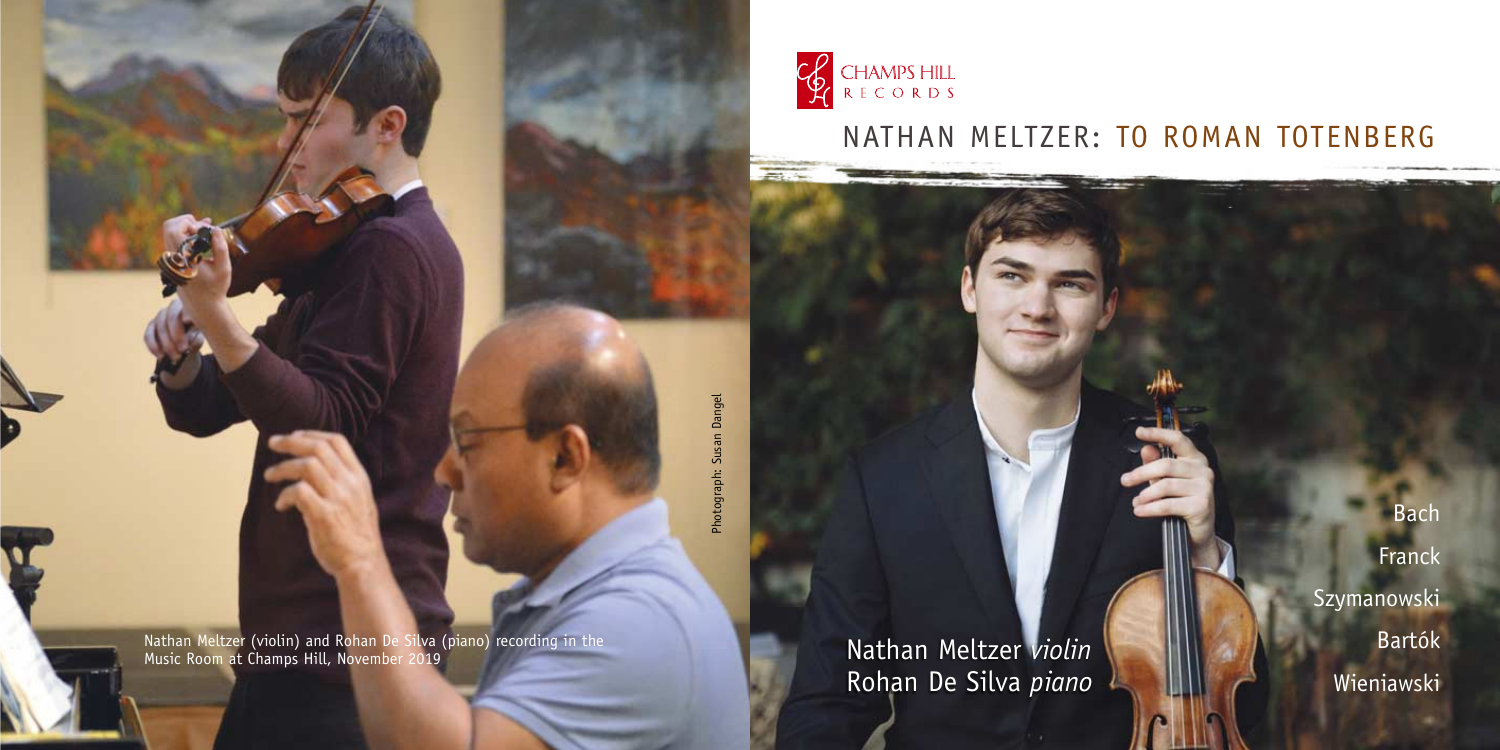CHAMPS HILL RECORDS

# NATHAN MELTZER: TO ROMAN TOTENBERG

Nathan Meltzer *violin*
Rohan De Silva *piano*

Bach
Franck
Szymanowski
Bartók
Wieniawski

Nathan Meltzer (violin) and Rohan De Silva (piano) recording in the Music Room at Champs Hill, November 2019

Photograph: Susan Dangel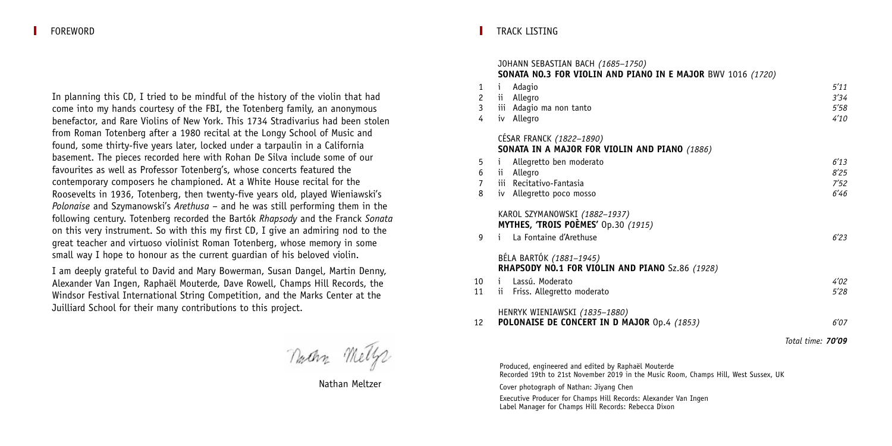## FOREWORD

In planning this CD, I tried to be mindful of the history of the violin that had come into my hands courtesy of the FBI, the Totenberg family, an anonymous benefactor, and Rare Violins of New York. This 1734 Stradivarius had been stolen from Roman Totenberg after a 1980 recital at the Longy School of Music and found, some thirty-five years later, locked under a tarpaulin in a California basement. The pieces recorded here with Rohan De Silva include some of our favourites as well as Professor Totenberg's, whose concerts featured the contemporary composers he championed. At a White House recital for the Roosevelts in 1936, Totenberg, then twenty-five years old, played Wieniawski's *Polonaise* and Szymanowski's *Arethusa* – and he was still performing them in the following century. Totenberg recorded the Bartók *Rhapsody* and the Franck *Sonata* on this very instrument. So with this my first CD, I give an admiring nod to the great teacher and virtuoso violinist Roman Totenberg, whose memory in some small way I hope to honour as the current guardian of his beloved violin.

I am deeply grateful to David and Mary Bowerman, Susan Dangel, Martin Denny, Alexander Van Ingen, Raphaël Mouterde, Dave Rowell, Champs Hill Records, the Windsor Festival International String Competition, and the Marks Center at the Juilliard School for their many contributions to this project.

Nathan Meltzer

## TRACK LISTING

JOHANN SEBASTIAN BACH *(1685–1750)*
**SONATA NO.3 FOR VIOLIN AND PIANO IN E MAJOR** BWV 1016 *(1720)*

| | | |
|---|---|---|
| 1 | i Adagio | *5'11* |
| 2 | ii Allegro | *3'34* |
| 3 | iii Adagio ma non tanto | *5'58* |
| 4 | iv Allegro | *4'10* |

CÉSAR FRANCK *(1822–1890)*
**SONATA IN A MAJOR FOR VIOLIN AND PIANO** *(1886)*

| | | |
|---|---|---|
| 5 | i Allegretto ben moderato | *6'13* |
| 6 | ii Allegro | *8'25* |
| 7 | iii Recitativo-Fantasia | *7'52* |
| 8 | iv Allegretto poco mosso | *6'46* |

KAROL SZYMANOWSKI *(1882–1937)*
**MYTHES, 'TROIS POÈMES'** Op.30 *(1915)*

| | | |
|---|---|---|
| 9 | i La Fontaine d'Arethuse | *6'23* |

BÉLA BARTÓK *(1881–1945)*
**RHAPSODY NO.1 FOR VIOLIN AND PIANO** Sz.86 *(1928)*

| | | |
|---|---|---|
| 10 | i Lassú. Moderato | *4'02* |
| 11 | ii Friss. Allegretto moderato | *5'28* |

HENRYK WIENIAWSKI *(1835–1880)*

| | | |
|---|---|---|
| 12 | **POLONAISE DE CONCERT IN D MAJOR** Op.4 *(1853)* | *6'07* |

*Total time:* ***70'09***

Produced, engineered and edited by Raphaël Mouterde
Recorded 19th to 21st November 2019 in the Music Room, Champs Hill, West Sussex, UK

Cover photograph of Nathan: Jiyang Chen

Executive Producer for Champs Hill Records: Alexander Van Ingen
Label Manager for Champs Hill Records: Rebecca Dixon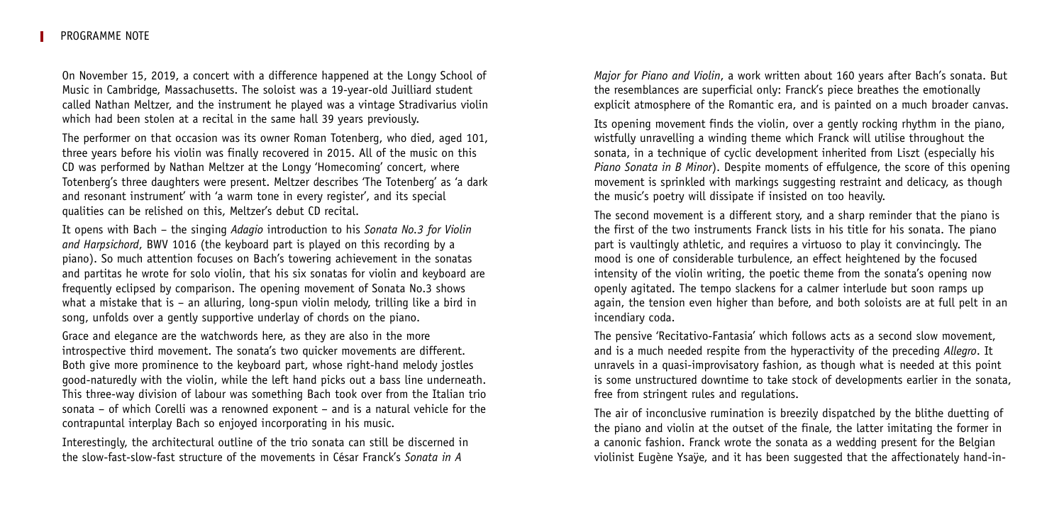## PROGRAMME NOTE

On November 15, 2019, a concert with a difference happened at the Longy School of Music in Cambridge, Massachusetts. The soloist was a 19-year-old Juilliard student called Nathan Meltzer, and the instrument he played was a vintage Stradivarius violin which had been stolen at a recital in the same hall 39 years previously.

The performer on that occasion was its owner Roman Totenberg, who died, aged 101, three years before his violin was finally recovered in 2015. All of the music on this CD was performed by Nathan Meltzer at the Longy 'Homecoming' concert, where Totenberg's three daughters were present. Meltzer describes 'The Totenberg' as 'a dark and resonant instrument' with 'a warm tone in every register', and its special qualities can be relished on this, Meltzer's debut CD recital.

It opens with Bach – the singing *Adagio* introduction to his *Sonata No.3 for Violin and Harpsichord*, BWV 1016 (the keyboard part is played on this recording by a piano). So much attention focuses on Bach's towering achievement in the sonatas and partitas he wrote for solo violin, that his six sonatas for violin and keyboard are frequently eclipsed by comparison. The opening movement of Sonata No.3 shows what a mistake that is – an alluring, long-spun violin melody, trilling like a bird in song, unfolds over a gently supportive underlay of chords on the piano.

Grace and elegance are the watchwords here, as they are also in the more introspective third movement. The sonata's two quicker movements are different. Both give more prominence to the keyboard part, whose right-hand melody jostles good-naturedly with the violin, while the left hand picks out a bass line underneath. This three-way division of labour was something Bach took over from the Italian trio sonata – of which Corelli was a renowned exponent – and is a natural vehicle for the contrapuntal interplay Bach so enjoyed incorporating in his music.

Interestingly, the architectural outline of the trio sonata can still be discerned in the slow-fast-slow-fast structure of the movements in César Franck's *Sonata in A Major for Piano and Violin*, a work written about 160 years after Bach's sonata. But the resemblances are superficial only: Franck's piece breathes the emotionally explicit atmosphere of the Romantic era, and is painted on a much broader canvas.

Its opening movement finds the violin, over a gently rocking rhythm in the piano, wistfully unravelling a winding theme which Franck will utilise throughout the sonata, in a technique of cyclic development inherited from Liszt (especially his *Piano Sonata in B Minor*). Despite moments of effulgence, the score of this opening movement is sprinkled with markings suggesting restraint and delicacy, as though the music's poetry will dissipate if insisted on too heavily.

The second movement is a different story, and a sharp reminder that the piano is the first of the two instruments Franck lists in his title for his sonata. The piano part is vaultingly athletic, and requires a virtuoso to play it convincingly. The mood is one of considerable turbulence, an effect heightened by the focused intensity of the violin writing, the poetic theme from the sonata's opening now openly agitated. The tempo slackens for a calmer interlude but soon ramps up again, the tension even higher than before, and both soloists are at full pelt in an incendiary coda.

The pensive 'Recitativo-Fantasia' which follows acts as a second slow movement, and is a much needed respite from the hyperactivity of the preceding *Allegro*. It unravels in a quasi-improvisatory fashion, as though what is needed at this point is some unstructured downtime to take stock of developments earlier in the sonata, free from stringent rules and regulations.

The air of inconclusive rumination is breezily dispatched by the blithe duetting of the piano and violin at the outset of the finale, the latter imitating the former in a canonic fashion. Franck wrote the sonata as a wedding present for the Belgian violinist Eugène Ysaÿe, and it has been suggested that the affectionately hand-in-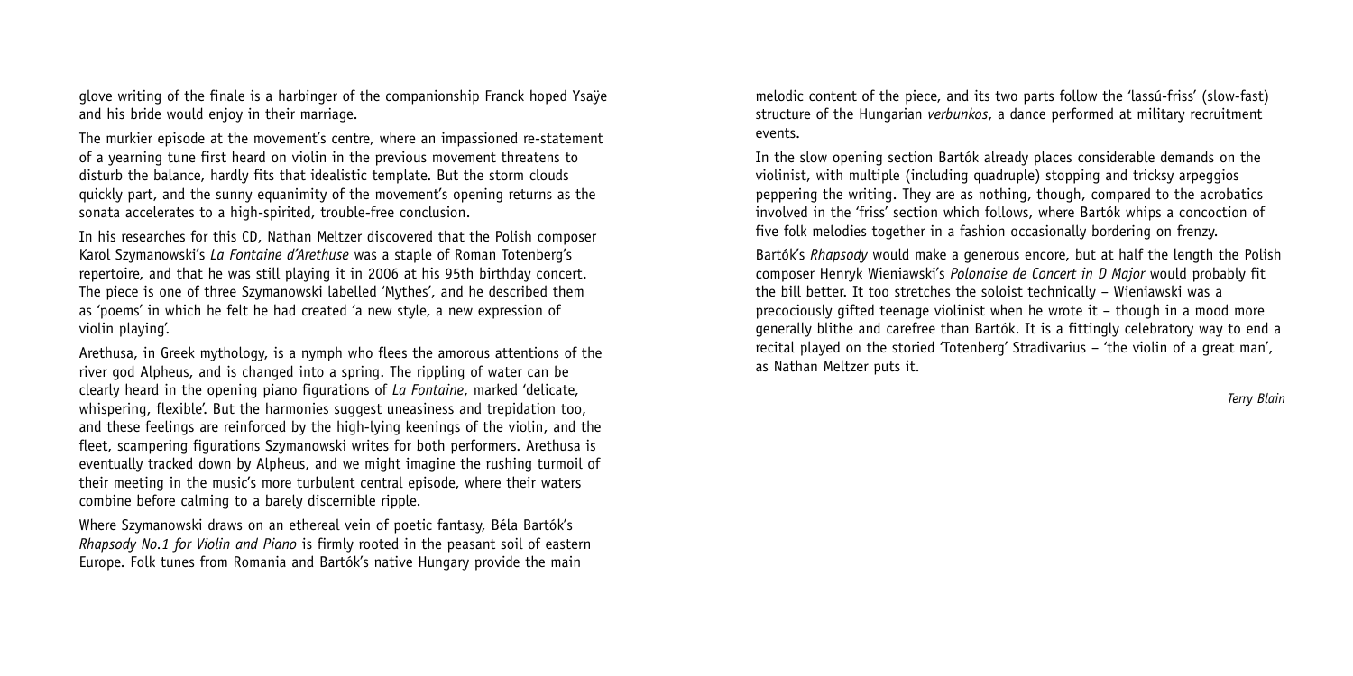glove writing of the finale is a harbinger of the companionship Franck hoped Ysaÿe and his bride would enjoy in their marriage.

The murkier episode at the movement's centre, where an impassioned re-statement of a yearning tune first heard on violin in the previous movement threatens to disturb the balance, hardly fits that idealistic template. But the storm clouds quickly part, and the sunny equanimity of the movement's opening returns as the sonata accelerates to a high-spirited, trouble-free conclusion.

In his researches for this CD, Nathan Meltzer discovered that the Polish composer Karol Szymanowski's *La Fontaine d'Arethuse* was a staple of Roman Totenberg's repertoire, and that he was still playing it in 2006 at his 95th birthday concert. The piece is one of three Szymanowski labelled 'Mythes', and he described them as 'poems' in which he felt he had created 'a new style, a new expression of violin playing'.

Arethusa, in Greek mythology, is a nymph who flees the amorous attentions of the river god Alpheus, and is changed into a spring. The rippling of water can be clearly heard in the opening piano figurations of *La Fontaine*, marked 'delicate, whispering, flexible'. But the harmonies suggest uneasiness and trepidation too, and these feelings are reinforced by the high-lying keenings of the violin, and the fleet, scampering figurations Szymanowski writes for both performers. Arethusa is eventually tracked down by Alpheus, and we might imagine the rushing turmoil of their meeting in the music's more turbulent central episode, where their waters combine before calming to a barely discernible ripple.

Where Szymanowski draws on an ethereal vein of poetic fantasy, Béla Bartók's *Rhapsody No.1 for Violin and Piano* is firmly rooted in the peasant soil of eastern Europe. Folk tunes from Romania and Bartók's native Hungary provide the main melodic content of the piece, and its two parts follow the 'lassú-friss' (slow-fast) structure of the Hungarian *verbunkos*, a dance performed at military recruitment events.

In the slow opening section Bartók already places considerable demands on the violinist, with multiple (including quadruple) stopping and tricksy arpeggios peppering the writing. They are as nothing, though, compared to the acrobatics involved in the 'friss' section which follows, where Bartók whips a concoction of five folk melodies together in a fashion occasionally bordering on frenzy.

Bartók's *Rhapsody* would make a generous encore, but at half the length the Polish composer Henryk Wieniawski's *Polonaise de Concert in D Major* would probably fit the bill better. It too stretches the soloist technically – Wieniawski was a precociously gifted teenage violinist when he wrote it – though in a mood more generally blithe and carefree than Bartók. It is a fittingly celebratory way to end a recital played on the storied 'Totenberg' Stradivarius – 'the violin of a great man', as Nathan Meltzer puts it.

*Terry Blain*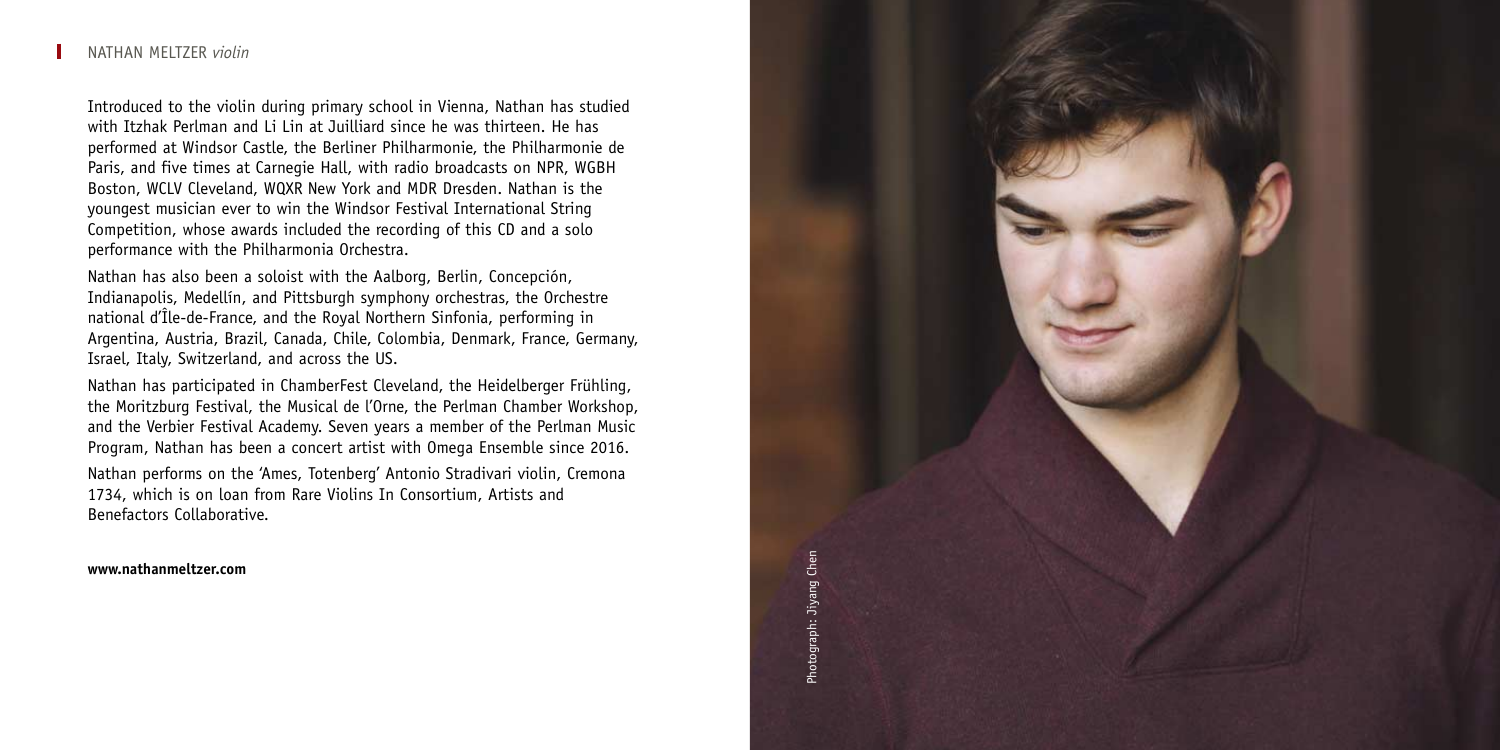## NATHAN MELTZER *violin*

Introduced to the violin during primary school in Vienna, Nathan has studied with Itzhak Perlman and Li Lin at Juilliard since he was thirteen. He has performed at Windsor Castle, the Berliner Philharmonie, the Philharmonie de Paris, and five times at Carnegie Hall, with radio broadcasts on NPR, WGBH Boston, WCLV Cleveland, WQXR New York and MDR Dresden. Nathan is the youngest musician ever to win the Windsor Festival International String Competition, whose awards included the recording of this CD and a solo performance with the Philharmonia Orchestra.

Nathan has also been a soloist with the Aalborg, Berlin, Concepción, Indianapolis, Medellín, and Pittsburgh symphony orchestras, the Orchestre national d'Île-de-France, and the Royal Northern Sinfonia, performing in Argentina, Austria, Brazil, Canada, Chile, Colombia, Denmark, France, Germany, Israel, Italy, Switzerland, and across the US.

Nathan has participated in ChamberFest Cleveland, the Heidelberger Frühling, the Moritzburg Festival, the Musical de l'Orne, the Perlman Chamber Workshop, and the Verbier Festival Academy. Seven years a member of the Perlman Music Program, Nathan has been a concert artist with Omega Ensemble since 2016.

Nathan performs on the 'Ames, Totenberg' Antonio Stradivari violin, Cremona 1734, which is on loan from Rare Violins In Consortium, Artists and Benefactors Collaborative.

**www.nathanmeltzer.com**

Photograph: Jiyang Chen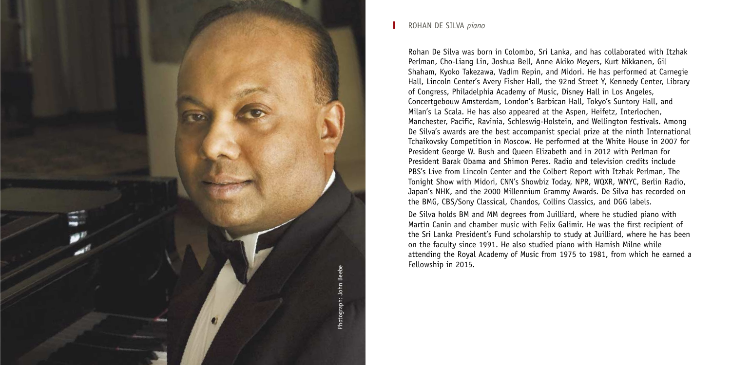Photograph: John Beebe

## ROHAN DE SILVA *piano*

Rohan De Silva was born in Colombo, Sri Lanka, and has collaborated with Itzhak Perlman, Cho-Liang Lin, Joshua Bell, Anne Akiko Meyers, Kurt Nikkanen, Gil Shaham, Kyoko Takezawa, Vadim Repin, and Midori. He has performed at Carnegie Hall, Lincoln Center's Avery Fisher Hall, the 92nd Street Y, Kennedy Center, Library of Congress, Philadelphia Academy of Music, Disney Hall in Los Angeles, Concertgebouw Amsterdam, London's Barbican Hall, Tokyo's Suntory Hall, and Milan's La Scala. He has also appeared at the Aspen, Heifetz, Interlochen, Manchester, Pacific, Ravinia, Schleswig-Holstein, and Wellington festivals. Among De Silva's awards are the best accompanist special prize at the ninth International Tchaikovsky Competition in Moscow. He performed at the White House in 2007 for President George W. Bush and Queen Elizabeth and in 2012 with Perlman for President Barak Obama and Shimon Peres. Radio and television credits include PBS's Live from Lincoln Center and the Colbert Report with Itzhak Perlman, The Tonight Show with Midori, CNN's Showbiz Today, NPR, WQXR, WNYC, Berlin Radio, Japan's NHK, and the 2000 Millennium Grammy Awards. De Silva has recorded on the BMG, CBS/Sony Classical, Chandos, Collins Classics, and DGG labels.

De Silva holds BM and MM degrees from Juilliard, where he studied piano with Martin Canin and chamber music with Felix Galimir. He was the first recipient of the Sri Lanka President's Fund scholarship to study at Juilliard, where he has been on the faculty since 1991. He also studied piano with Hamish Milne while attending the Royal Academy of Music from 1975 to 1981, from which he earned a Fellowship in 2015.